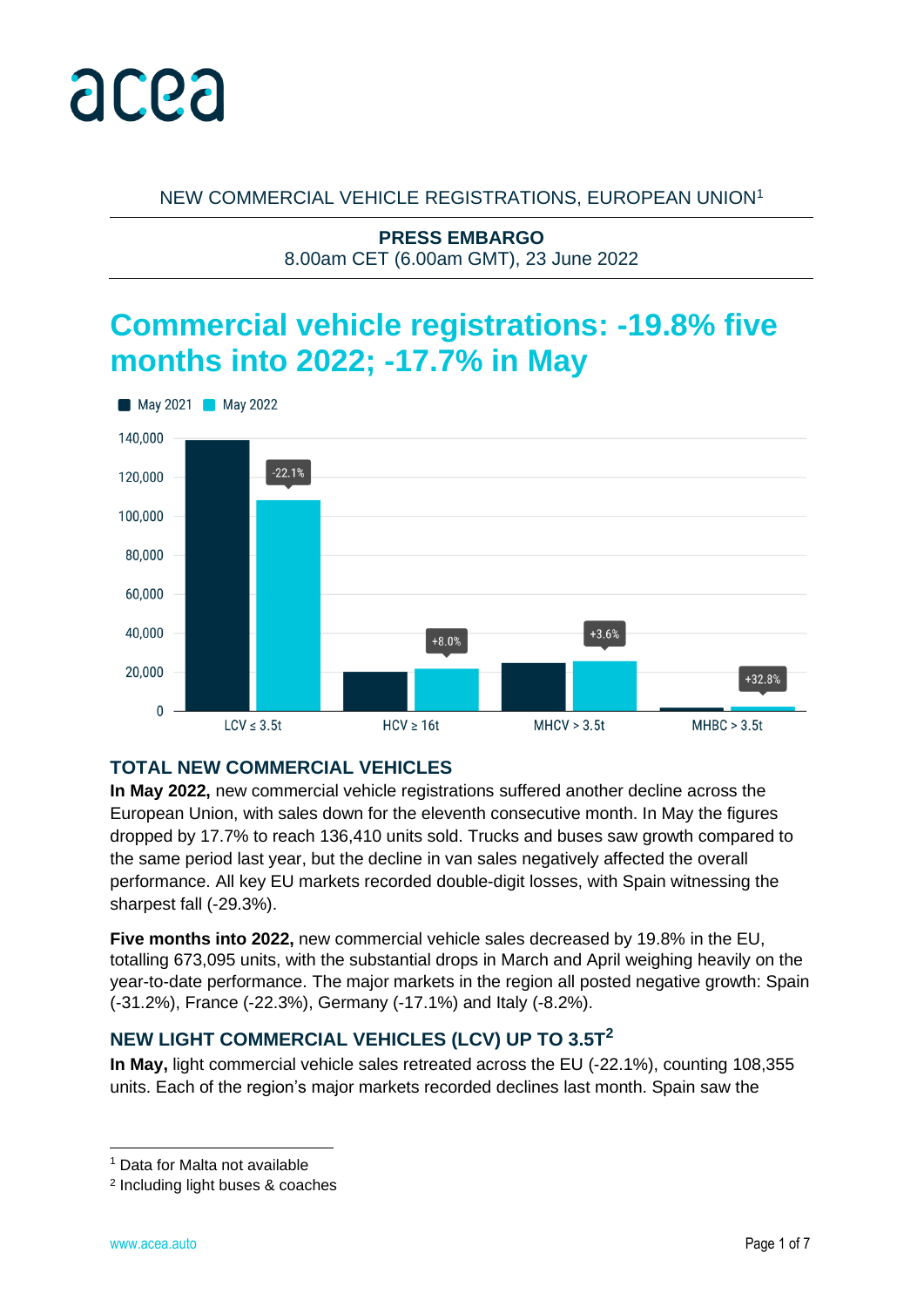acea

NEW COMMERCIAL VEHICLE REGISTRATIONS, EUROPEAN UNION[1]

**PRESS EMBARGO**
8.00am CET (6.00am GMT), 23 June 2022

# Commercial vehicle registrations: -19.8% five months into 2022; -17.7% in May

May 2021 | May 2022

| | LCV ≤ 3.5t | HCV ≥ 16t | MHCV > 3.5t | MHBC > 3.5t |
|---|---|---|---|---|
| Change | -22.1% | +8.0% | +3.6% | +32.8% |

## TOTAL NEW COMMERCIAL VEHICLES

**In May 2022,** new commercial vehicle registrations suffered another decline across the European Union, with sales down for the eleventh consecutive month. In May the figures dropped by 17.7% to reach 136,410 units sold. Trucks and buses saw growth compared to the same period last year, but the decline in van sales negatively affected the overall performance. All key EU markets recorded double-digit losses, with Spain witnessing the sharpest fall (-29.3%).

**Five months into 2022,** new commercial vehicle sales decreased by 19.8% in the EU, totalling 673,095 units, with the substantial drops in March and April weighing heavily on the year-to-date performance. The major markets in the region all posted negative growth: Spain (-31.2%), France (-22.3%), Germany (-17.1%) and Italy (-8.2%).

## NEW LIGHT COMMERCIAL VEHICLES (LCV) UP TO 3.5T[2]

**In May,** light commercial vehicle sales retreated across the EU (-22.1%), counting 108,355 units. Each of the region's major markets recorded declines last month. Spain saw the

[1] Data for Malta not available
[2] Including light buses & coaches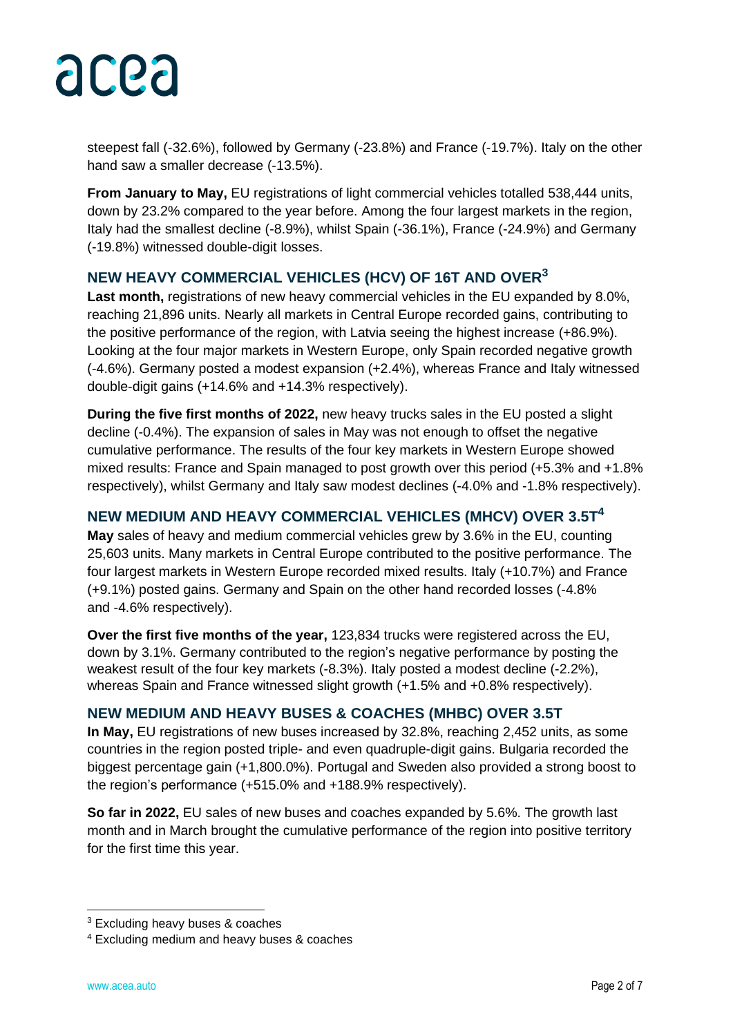steepest fall (-32.6%), followed by Germany (-23.8%) and France (-19.7%). Italy on the other hand saw a smaller decrease (-13.5%).

**From January to May,** EU registrations of light commercial vehicles totalled 538,444 units, down by 23.2% compared to the year before. Among the four largest markets in the region, Italy had the smallest decline (-8.9%), whilst Spain (-36.1%), France (-24.9%) and Germany (-19.8%) witnessed double-digit losses.

## NEW HEAVY COMMERCIAL VEHICLES (HCV) OF 16T AND OVER[3]

**Last month,** registrations of new heavy commercial vehicles in the EU expanded by 8.0%, reaching 21,896 units. Nearly all markets in Central Europe recorded gains, contributing to the positive performance of the region, with Latvia seeing the highest increase (+86.9%). Looking at the four major markets in Western Europe, only Spain recorded negative growth (-4.6%). Germany posted a modest expansion (+2.4%), whereas France and Italy witnessed double-digit gains (+14.6% and +14.3% respectively).

**During the five first months of 2022,** new heavy trucks sales in the EU posted a slight decline (-0.4%). The expansion of sales in May was not enough to offset the negative cumulative performance. The results of the four key markets in Western Europe showed mixed results: France and Spain managed to post growth over this period (+5.3% and +1.8% respectively), whilst Germany and Italy saw modest declines (-4.0% and -1.8% respectively).

## NEW MEDIUM AND HEAVY COMMERCIAL VEHICLES (MHCV) OVER 3.5T[4]

**May** sales of heavy and medium commercial vehicles grew by 3.6% in the EU, counting 25,603 units. Many markets in Central Europe contributed to the positive performance. The four largest markets in Western Europe recorded mixed results. Italy (+10.7%) and France (+9.1%) posted gains. Germany and Spain on the other hand recorded losses (-4.8% and -4.6% respectively).

**Over the first five months of the year,** 123,834 trucks were registered across the EU, down by 3.1%. Germany contributed to the region's negative performance by posting the weakest result of the four key markets (-8.3%). Italy posted a modest decline (-2.2%), whereas Spain and France witnessed slight growth (+1.5% and +0.8% respectively).

## NEW MEDIUM AND HEAVY BUSES & COACHES (MHBC) OVER 3.5T

**In May,** EU registrations of new buses increased by 32.8%, reaching 2,452 units, as some countries in the region posted triple- and even quadruple-digit gains. Bulgaria recorded the biggest percentage gain (+1,800.0%). Portugal and Sweden also provided a strong boost to the region's performance (+515.0% and +188.9% respectively).

**So far in 2022,** EU sales of new buses and coaches expanded by 5.6%. The growth last month and in March brought the cumulative performance of the region into positive territory for the first time this year.

---

[3] Excluding heavy buses & coaches

[4] Excluding medium and heavy buses & coaches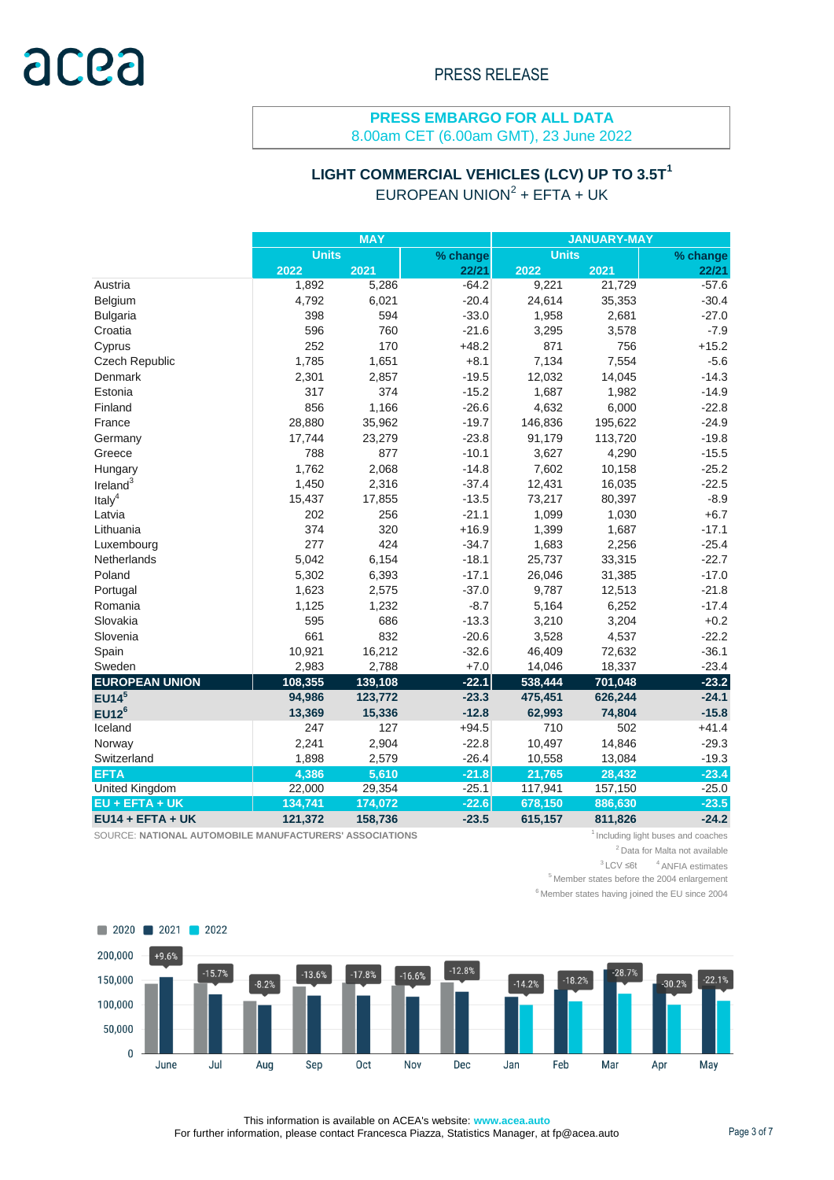PRESS RELEASE

**PRESS EMBARGO FOR ALL DATA**
8.00am CET (6.00am GMT), 23 June 2022

## LIGHT COMMERCIAL VEHICLES (LCV) UP TO 3.5T[1]

EUROPEAN UNION[2] + EFTA + UK

| | MAY | | | JANUARY-MAY | | |
|---|---|---|---|---|---|---|
| | Units | | % change | Units | | % change |
| | 2022 | 2021 | 22/21 | 2022 | 2021 | 22/21 |
| Austria | 1,892 | 5,286 | -64.2 | 9,221 | 21,729 | -57.6 |
| Belgium | 4,792 | 6,021 | -20.4 | 24,614 | 35,353 | -30.4 |
| Bulgaria | 398 | 594 | -33.0 | 1,958 | 2,681 | -27.0 |
| Croatia | 596 | 760 | -21.6 | 3,295 | 3,578 | -7.9 |
| Cyprus | 252 | 170 | +48.2 | 871 | 756 | +15.2 |
| Czech Republic | 1,785 | 1,651 | +8.1 | 7,134 | 7,554 | -5.6 |
| Denmark | 2,301 | 2,857 | -19.5 | 12,032 | 14,045 | -14.3 |
| Estonia | 317 | 374 | -15.2 | 1,687 | 1,982 | -14.9 |
| Finland | 856 | 1,166 | -26.6 | 4,632 | 6,000 | -22.8 |
| France | 28,880 | 35,962 | -19.7 | 146,836 | 195,622 | -24.9 |
| Germany | 17,744 | 23,279 | -23.8 | 91,179 | 113,720 | -19.8 |
| Greece | 788 | 877 | -10.1 | 3,627 | 4,290 | -15.5 |
| Hungary | 1,762 | 2,068 | -14.8 | 7,602 | 10,158 | -25.2 |
| Ireland[3] | 1,450 | 2,316 | -37.4 | 12,431 | 16,035 | -22.5 |
| Italy[4] | 15,437 | 17,855 | -13.5 | 73,217 | 80,397 | -8.9 |
| Latvia | 202 | 256 | -21.1 | 1,099 | 1,030 | +6.7 |
| Lithuania | 374 | 320 | +16.9 | 1,399 | 1,687 | -17.1 |
| Luxembourg | 277 | 424 | -34.7 | 1,683 | 2,256 | -25.4 |
| Netherlands | 5,042 | 6,154 | -18.1 | 25,737 | 33,315 | -22.7 |
| Poland | 5,302 | 6,393 | -17.1 | 26,046 | 31,385 | -17.0 |
| Portugal | 1,623 | 2,575 | -37.0 | 9,787 | 12,513 | -21.8 |
| Romania | 1,125 | 1,232 | -8.7 | 5,164 | 6,252 | -17.4 |
| Slovakia | 595 | 686 | -13.3 | 3,210 | 3,204 | +0.2 |
| Slovenia | 661 | 832 | -20.6 | 3,528 | 4,537 | -22.2 |
| Spain | 10,921 | 16,212 | -32.6 | 46,409 | 72,632 | -36.1 |
| Sweden | 2,983 | 2,788 | +7.0 | 14,046 | 18,337 | -23.4 |
| **EUROPEAN UNION** | **108,355** | **139,108** | **-22.1** | **538,444** | **701,048** | **-23.2** |
| **EU14[5]** | **94,986** | **123,772** | **-23.3** | **475,451** | **626,244** | **-24.1** |
| **EU12[6]** | **13,369** | **15,336** | **-12.8** | **62,993** | **74,804** | **-15.8** |
| Iceland | 247 | 127 | +94.5 | 710 | 502 | +41.4 |
| Norway | 2,241 | 2,904 | -22.8 | 10,497 | 14,846 | -29.3 |
| Switzerland | 1,898 | 2,579 | -26.4 | 10,558 | 13,084 | -19.3 |
| **EFTA** | **4,386** | **5,610** | **-21.8** | **21,765** | **28,432** | **-23.4** |
| United Kingdom | 22,000 | 29,354 | -25.1 | 117,941 | 157,150 | -25.0 |
| **EU + EFTA + UK** | **134,741** | **174,072** | **-22.6** | **678,150** | **886,630** | **-23.5** |
| **EU14 + EFTA + UK** | **121,372** | **158,736** | **-23.5** | **615,157** | **811,826** | **-24.2** |

SOURCE: **NATIONAL AUTOMOBILE MANUFACTURERS' ASSOCIATIONS**

[1] Including light buses and coaches
[2] Data for Malta not available
[3] LCV ≤6t [4] ANFIA estimates
[5] Member states before the 2004 enlargement
[6] Member states having joined the EU since 2004

■ 2020 ■ 2021 ■ 2022

| | June | Jul | Aug | Sep | Oct | Nov | Dec | Jan | Feb | Mar | Apr | May |
|---|---|---|---|---|---|---|---|---|---|---|---|---|
| % change | +9.6% | -15.7% | -8.2% | -13.6% | -17.8% | -16.6% | -12.8% | -14.2% | -18.2% | -28.7% | -30.2% | -22.1% |

This information is available on ACEA's website: **www.acea.auto**
For further information, please contact Francesca Piazza, Statistics Manager, at fp@acea.auto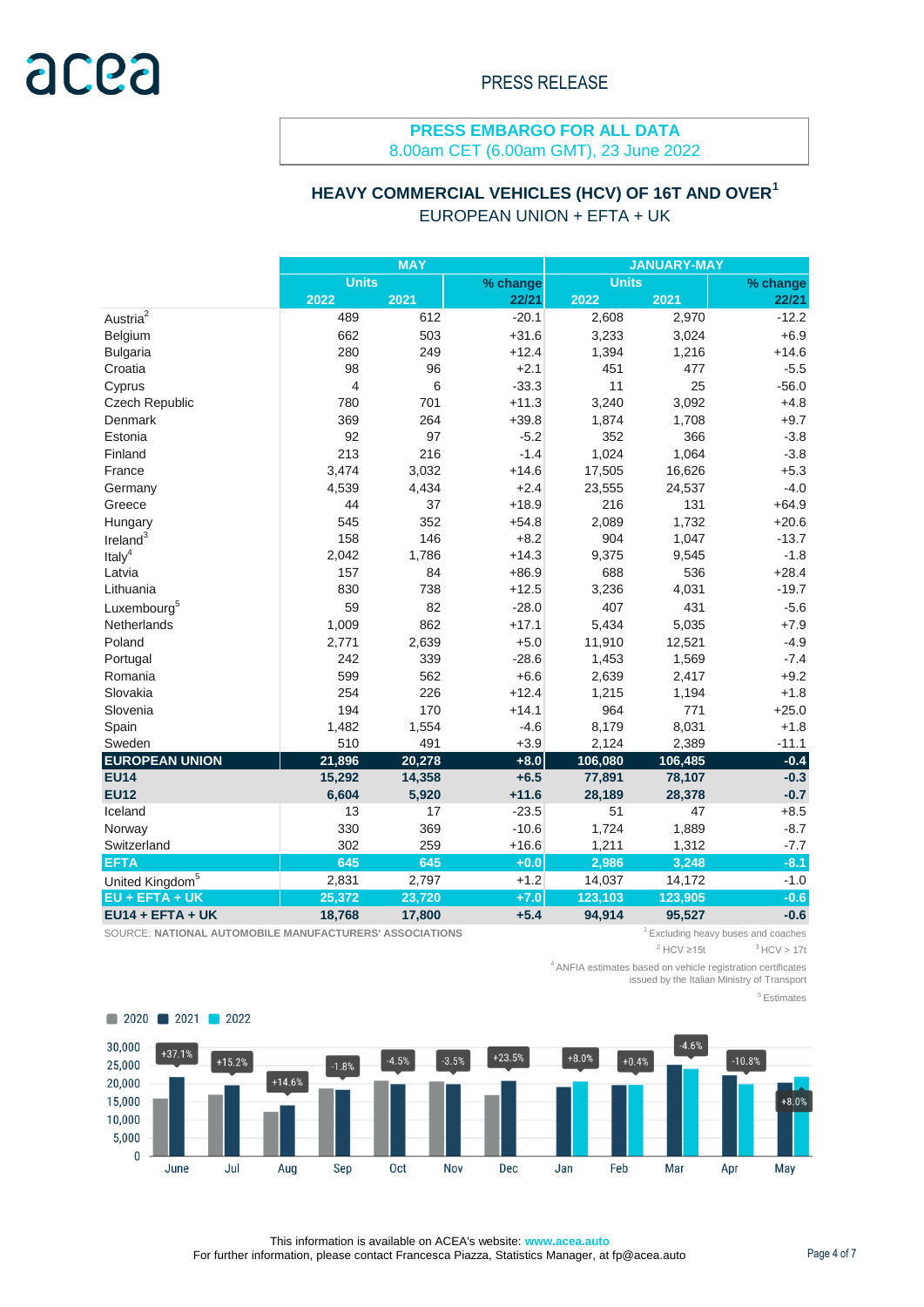acea

PRESS RELEASE

**PRESS EMBARGO FOR ALL DATA**
8.00am CET (6.00am GMT), 23 June 2022

## HEAVY COMMERCIAL VEHICLES (HCV) OF 16T AND OVER[1]
### EUROPEAN UNION + EFTA + UK

| | MAY | | | JANUARY-MAY | | |
|---|---|---|---|---|---|---|
| | Units | | % change | Units | | % change |
| | 2022 | 2021 | 22/21 | 2022 | 2021 | 22/21 |
| Austria[2] | 489 | 612 | -20.1 | 2,608 | 2,970 | -12.2 |
| Belgium | 662 | 503 | +31.6 | 3,233 | 3,024 | +6.9 |
| Bulgaria | 280 | 249 | +12.4 | 1,394 | 1,216 | +14.6 |
| Croatia | 98 | 96 | +2.1 | 451 | 477 | -5.5 |
| Cyprus | 4 | 6 | -33.3 | 11 | 25 | -56.0 |
| Czech Republic | 780 | 701 | +11.3 | 3,240 | 3,092 | +4.8 |
| Denmark | 369 | 264 | +39.8 | 1,874 | 1,708 | +9.7 |
| Estonia | 92 | 97 | -5.2 | 352 | 366 | -3.8 |
| Finland | 213 | 216 | -1.4 | 1,024 | 1,064 | -3.8 |
| France | 3,474 | 3,032 | +14.6 | 17,505 | 16,626 | +5.3 |
| Germany | 4,539 | 4,434 | +2.4 | 23,555 | 24,537 | -4.0 |
| Greece | 44 | 37 | +18.9 | 216 | 131 | +64.9 |
| Hungary | 545 | 352 | +54.8 | 2,089 | 1,732 | +20.6 |
| Ireland[3] | 158 | 146 | +8.2 | 904 | 1,047 | -13.7 |
| Italy[4] | 2,042 | 1,786 | +14.3 | 9,375 | 9,545 | -1.8 |
| Latvia | 157 | 84 | +86.9 | 688 | 536 | +28.4 |
| Lithuania | 830 | 738 | +12.5 | 3,236 | 4,031 | -19.7 |
| Luxembourg[5] | 59 | 82 | -28.0 | 407 | 431 | -5.6 |
| Netherlands | 1,009 | 862 | +17.1 | 5,434 | 5,035 | +7.9 |
| Poland | 2,771 | 2,639 | +5.0 | 11,910 | 12,521 | -4.9 |
| Portugal | 242 | 339 | -28.6 | 1,453 | 1,569 | -7.4 |
| Romania | 599 | 562 | +6.6 | 2,639 | 2,417 | +9.2 |
| Slovakia | 254 | 226 | +12.4 | 1,215 | 1,194 | +1.8 |
| Slovenia | 194 | 170 | +14.1 | 964 | 771 | +25.0 |
| Spain | 1,482 | 1,554 | -4.6 | 8,179 | 8,031 | +1.8 |
| Sweden | 510 | 491 | +3.9 | 2,124 | 2,389 | -11.1 |
| **EUROPEAN UNION** | **21,896** | **20,278** | **+8.0** | **106,080** | **106,485** | **-0.4** |
| **EU14** | **15,292** | **14,358** | **+6.5** | **77,891** | **78,107** | **-0.3** |
| **EU12** | **6,604** | **5,920** | **+11.6** | **28,189** | **28,378** | **-0.7** |
| Iceland | 13 | 17 | -23.5 | 51 | 47 | +8.5 |
| Norway | 330 | 369 | -10.6 | 1,724 | 1,889 | -8.7 |
| Switzerland | 302 | 259 | +16.6 | 1,211 | 1,312 | -7.7 |
| **EFTA** | **645** | **645** | **+0.0** | **2,986** | **3,248** | **-8.1** |
| United Kingdom[5] | 2,831 | 2,797 | +1.2 | 14,037 | 14,172 | -1.0 |
| **EU + EFTA + UK** | **25,372** | **23,720** | **+7.0** | **123,103** | **123,905** | **-0.6** |
| **EU14 + EFTA + UK** | **18,768** | **17,800** | **+5.4** | **94,914** | **95,527** | **-0.6** |

SOURCE: **NATIONAL AUTOMOBILE MANUFACTURERS' ASSOCIATIONS**

[1] Excluding heavy buses and coaches
[2] HCV ≥15t [3] HCV > 17t
[4] ANFIA estimates based on vehicle registration certificates issued by the Italian Ministry of Transport
[5] Estimates

2020 | 2021 | 2022

| Month | % change |
|---|---|
| June | +37.1% |
| Jul | +15.2% |
| Aug | +14.6% |
| Sep | -1.8% |
| Oct | -4.5% |
| Nov | -3.5% |
| Dec | +23.5% |
| Jan | +8.0% |
| Feb | +0.4% |
| Mar | -4.6% |
| Apr | -10.8% |
| May | +8.0% |

This information is available on ACEA's website: **www.acea.auto**
For further information, please contact Francesca Piazza, Statistics Manager, at fp@acea.auto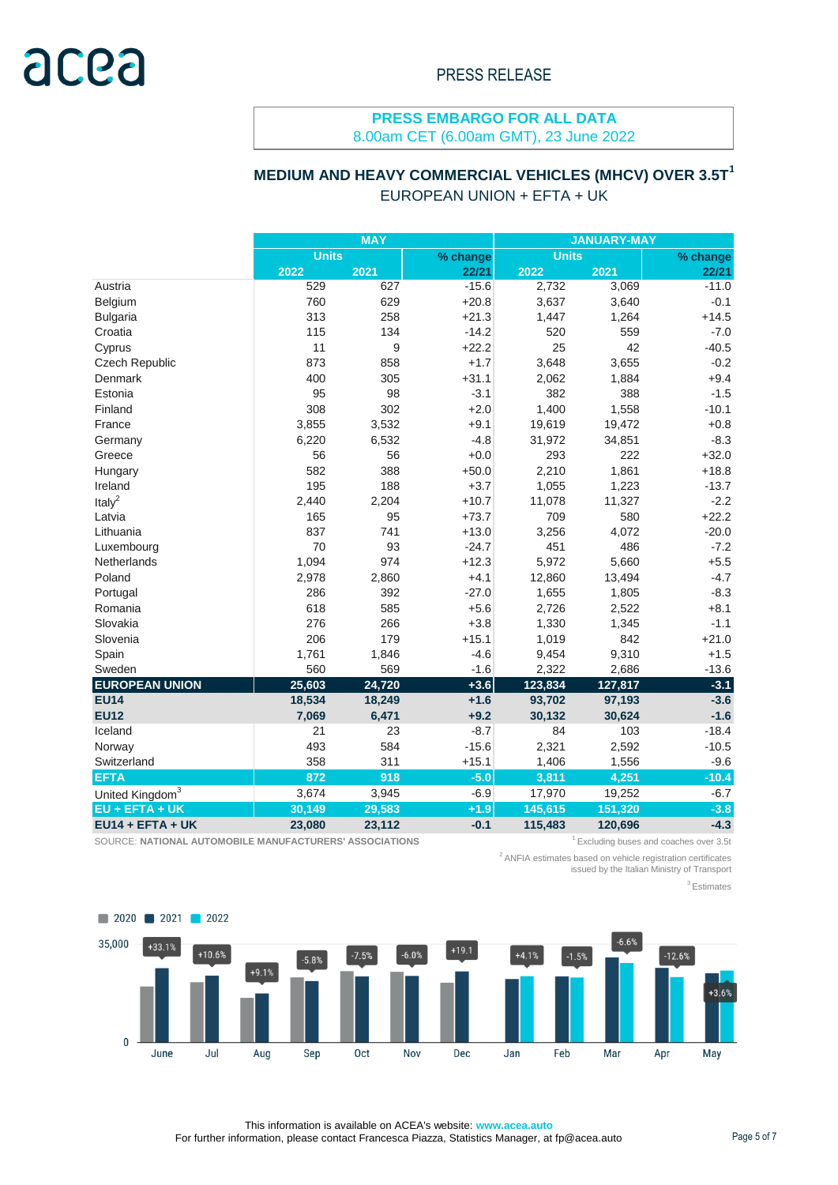PRESS RELEASE

**PRESS EMBARGO FOR ALL DATA**
8.00am CET (6.00am GMT), 23 June 2022

## MEDIUM AND HEAVY COMMERCIAL VEHICLES (MHCV) OVER 3.5T[1]

EUROPEAN UNION + EFTA + UK

| | MAY | | | JANUARY-MAY | | |
|---|---|---|---|---|---|---|
| | Units | | % change | Units | | % change |
| | 2022 | 2021 | 22/21 | 2022 | 2021 | 22/21 |
| Austria | 529 | 627 | -15.6 | 2,732 | 3,069 | -11.0 |
| Belgium | 760 | 629 | +20.8 | 3,637 | 3,640 | -0.1 |
| Bulgaria | 313 | 258 | +21.3 | 1,447 | 1,264 | +14.5 |
| Croatia | 115 | 134 | -14.2 | 520 | 559 | -7.0 |
| Cyprus | 11 | 9 | +22.2 | 25 | 42 | -40.5 |
| Czech Republic | 873 | 858 | +1.7 | 3,648 | 3,655 | -0.2 |
| Denmark | 400 | 305 | +31.1 | 2,062 | 1,884 | +9.4 |
| Estonia | 95 | 98 | -3.1 | 382 | 388 | -1.5 |
| Finland | 308 | 302 | +2.0 | 1,400 | 1,558 | -10.1 |
| France | 3,855 | 3,532 | +9.1 | 19,619 | 19,472 | +0.8 |
| Germany | 6,220 | 6,532 | -4.8 | 31,972 | 34,851 | -8.3 |
| Greece | 56 | 56 | +0.0 | 293 | 222 | +32.0 |
| Hungary | 582 | 388 | +50.0 | 2,210 | 1,861 | +18.8 |
| Ireland | 195 | 188 | +3.7 | 1,055 | 1,223 | -13.7 |
| Italy[2] | 2,440 | 2,204 | +10.7 | 11,078 | 11,327 | -2.2 |
| Latvia | 165 | 95 | +73.7 | 709 | 580 | +22.2 |
| Lithuania | 837 | 741 | +13.0 | 3,256 | 4,072 | -20.0 |
| Luxembourg | 70 | 93 | -24.7 | 451 | 486 | -7.2 |
| Netherlands | 1,094 | 974 | +12.3 | 5,972 | 5,660 | +5.5 |
| Poland | 2,978 | 2,860 | +4.1 | 12,860 | 13,494 | -4.7 |
| Portugal | 286 | 392 | -27.0 | 1,655 | 1,805 | -8.3 |
| Romania | 618 | 585 | +5.6 | 2,726 | 2,522 | +8.1 |
| Slovakia | 276 | 266 | +3.8 | 1,330 | 1,345 | -1.1 |
| Slovenia | 206 | 179 | +15.1 | 1,019 | 842 | +21.0 |
| Spain | 1,761 | 1,846 | -4.6 | 9,454 | 9,310 | +1.5 |
| Sweden | 560 | 569 | -1.6 | 2,322 | 2,686 | -13.6 |
| **EUROPEAN UNION** | **25,603** | **24,720** | **+3.6** | **123,834** | **127,817** | **-3.1** |
| **EU14** | **18,534** | **18,249** | **+1.6** | **93,702** | **97,193** | **-3.6** |
| **EU12** | **7,069** | **6,471** | **+9.2** | **30,132** | **30,624** | **-1.6** |
| Iceland | 21 | 23 | -8.7 | 84 | 103 | -18.4 |
| Norway | 493 | 584 | -15.6 | 2,321 | 2,592 | -10.5 |
| Switzerland | 358 | 311 | +15.1 | 1,406 | 1,556 | -9.6 |
| **EFTA** | **872** | **918** | **-5.0** | **3,811** | **4,251** | **-10.4** |
| United Kingdom[3] | 3,674 | 3,945 | -6.9 | 17,970 | 19,252 | -6.7 |
| **EU + EFTA + UK** | **30,149** | **29,583** | **+1.9** | **145,615** | **151,320** | **-3.8** |
| **EU14 + EFTA + UK** | **23,080** | **23,112** | **-0.1** | **115,483** | **120,696** | **-4.3** |

SOURCE: **NATIONAL AUTOMOBILE MANUFACTURERS' ASSOCIATIONS**

[1] Excluding buses and coaches over 3.5t

[2] ANFIA estimates based on vehicle registration certificates issued by the Italian Ministry of Transport

[3] Estimates

This information is available on ACEA's website: **www.acea.auto**
For further information, please contact Francesca Piazza, Statistics Manager, at fp@acea.auto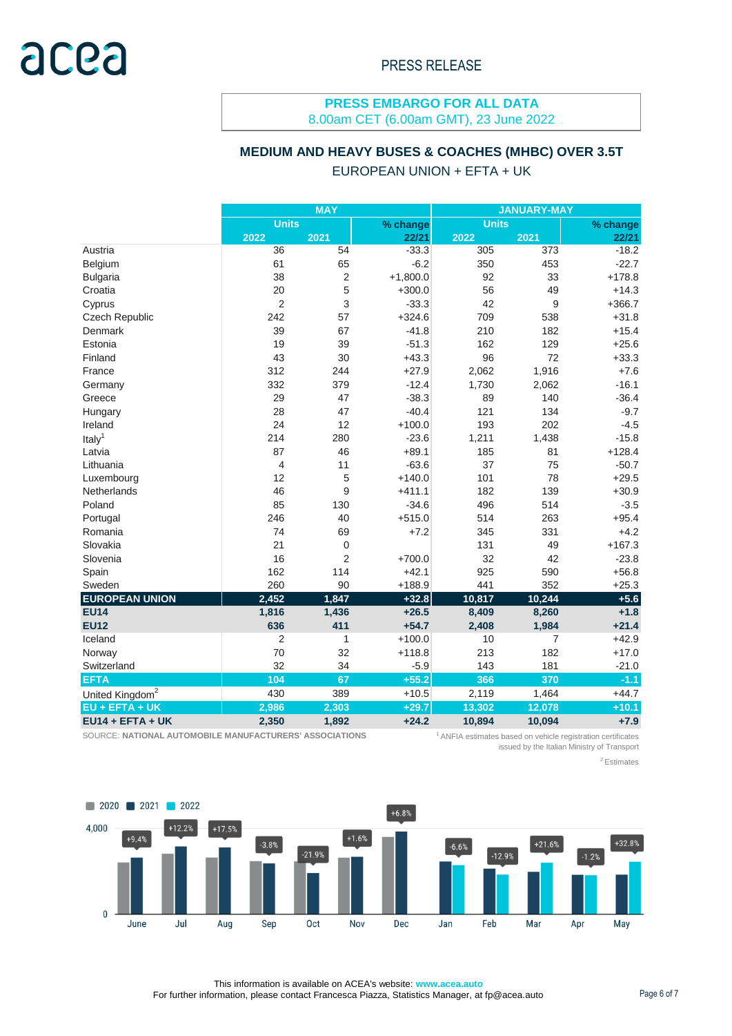PRESS RELEASE

**PRESS EMBARGO FOR ALL DATA**
8.00am CET (6.00am GMT), 23 June 2022

## MEDIUM AND HEAVY BUSES & COACHES (MHBC) OVER 3.5T

EUROPEAN UNION + EFTA + UK

| | MAY | | | JANUARY-MAY | | |
|---|---|---|---|---|---|---|
| | Units | | % change | Units | | % change |
| | 2022 | 2021 | 22/21 | 2022 | 2021 | 22/21 |
| Austria | 36 | 54 | -33.3 | 305 | 373 | -18.2 |
| Belgium | 61 | 65 | -6.2 | 350 | 453 | -22.7 |
| Bulgaria | 38 | 2 | +1,800.0 | 92 | 33 | +178.8 |
| Croatia | 20 | 5 | +300.0 | 56 | 49 | +14.3 |
| Cyprus | 2 | 3 | -33.3 | 42 | 9 | +366.7 |
| Czech Republic | 242 | 57 | +324.6 | 709 | 538 | +31.8 |
| Denmark | 39 | 67 | -41.8 | 210 | 182 | +15.4 |
| Estonia | 19 | 39 | -51.3 | 162 | 129 | +25.6 |
| Finland | 43 | 30 | +43.3 | 96 | 72 | +33.3 |
| France | 312 | 244 | +27.9 | 2,062 | 1,916 | +7.6 |
| Germany | 332 | 379 | -12.4 | 1,730 | 2,062 | -16.1 |
| Greece | 29 | 47 | -38.3 | 89 | 140 | -36.4 |
| Hungary | 28 | 47 | -40.4 | 121 | 134 | -9.7 |
| Ireland | 24 | 12 | +100.0 | 193 | 202 | -4.5 |
| Italy[1] | 214 | 280 | -23.6 | 1,211 | 1,438 | -15.8 |
| Latvia | 87 | 46 | +89.1 | 185 | 81 | +128.4 |
| Lithuania | 4 | 11 | -63.6 | 37 | 75 | -50.7 |
| Luxembourg | 12 | 5 | +140.0 | 101 | 78 | +29.5 |
| Netherlands | 46 | 9 | +411.1 | 182 | 139 | +30.9 |
| Poland | 85 | 130 | -34.6 | 496 | 514 | -3.5 |
| Portugal | 246 | 40 | +515.0 | 514 | 263 | +95.4 |
| Romania | 74 | 69 | +7.2 | 345 | 331 | +4.2 |
| Slovakia | 21 | 0 | | 131 | 49 | +167.3 |
| Slovenia | 16 | 2 | +700.0 | 32 | 42 | -23.8 |
| Spain | 162 | 114 | +42.1 | 925 | 590 | +56.8 |
| Sweden | 260 | 90 | +188.9 | 441 | 352 | +25.3 |
| **EUROPEAN UNION** | **2,452** | **1,847** | **+32.8** | **10,817** | **10,244** | **+5.6** |
| **EU14** | **1,816** | **1,436** | **+26.5** | **8,409** | **8,260** | **+1.8** |
| **EU12** | **636** | **411** | **+54.7** | **2,408** | **1,984** | **+21.4** |
| Iceland | 2 | 1 | +100.0 | 10 | 7 | +42.9 |
| Norway | 70 | 32 | +118.8 | 213 | 182 | +17.0 |
| Switzerland | 32 | 34 | -5.9 | 143 | 181 | -21.0 |
| **EFTA** | **104** | **67** | **+55.2** | **366** | **370** | **-1.1** |
| United Kingdom[2] | 430 | 389 | +10.5 | 2,119 | 1,464 | +44.7 |
| **EU + EFTA + UK** | **2,986** | **2,303** | **+29.7** | **13,302** | **12,078** | **+10.1** |
| **EU14 + EFTA + UK** | **2,350** | **1,892** | **+24.2** | **10,894** | **10,094** | **+7.9** |

SOURCE: **NATIONAL AUTOMOBILE MANUFACTURERS' ASSOCIATIONS**

[1] ANFIA estimates based on vehicle registration certificates issued by the Italian Ministry of Transport

[2] Estimates

This information is available on ACEA's website: **www.acea.auto**
For further information, please contact Francesca Piazza, Statistics Manager, at fp@acea.auto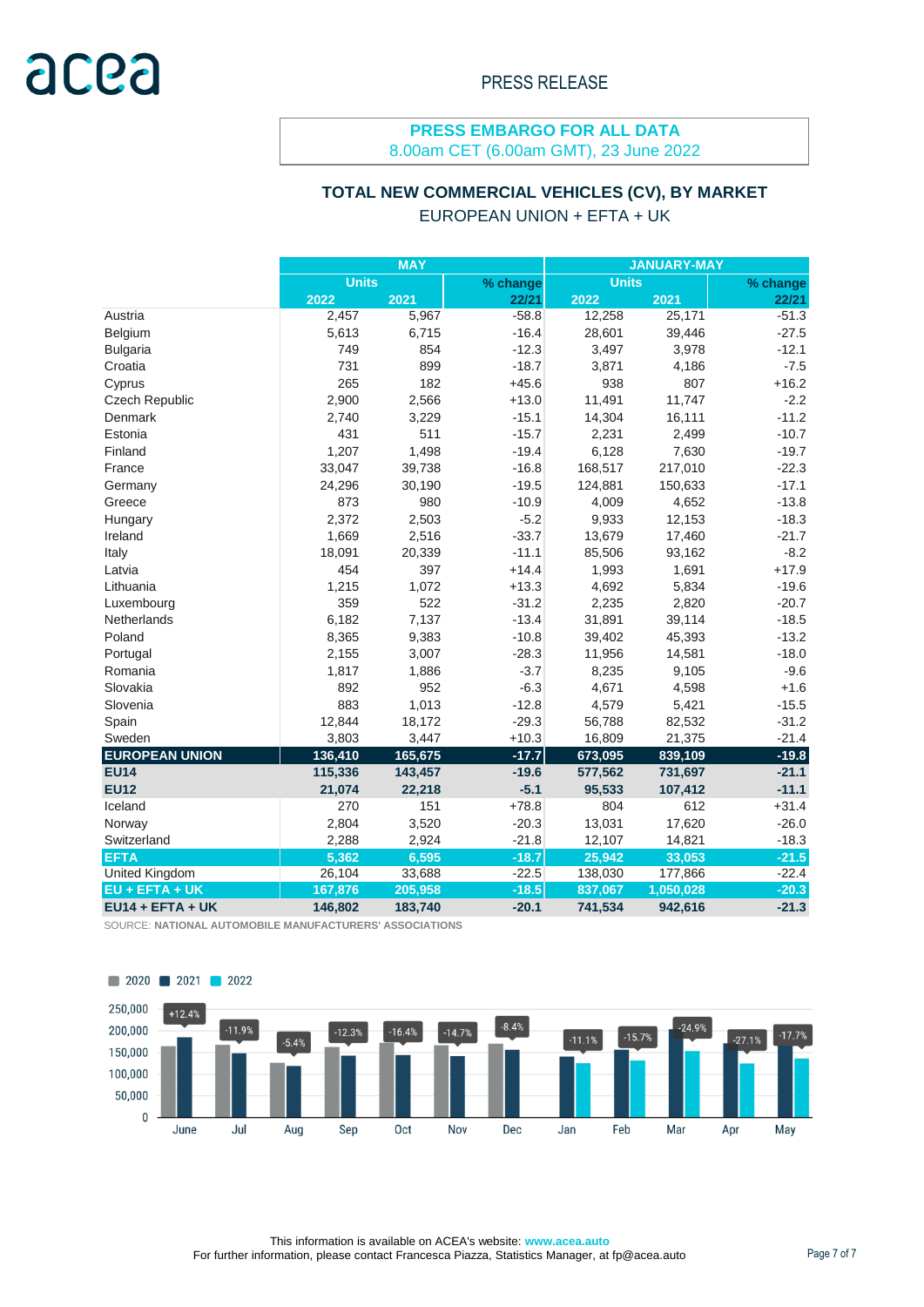acea

PRESS RELEASE

**PRESS EMBARGO FOR ALL DATA**
8.00am CET (6.00am GMT), 23 June 2022

## TOTAL NEW COMMERCIAL VEHICLES (CV), BY MARKET

EUROPEAN UNION + EFTA + UK

| | MAY | | | JANUARY-MAY | | |
|---|---|---|---|---|---|---|
| | Units | | % change | Units | | % change |
| | 2022 | 2021 | 22/21 | 2022 | 2021 | 22/21 |
| Austria | 2,457 | 5,967 | -58.8 | 12,258 | 25,171 | -51.3 |
| Belgium | 5,613 | 6,715 | -16.4 | 28,601 | 39,446 | -27.5 |
| Bulgaria | 749 | 854 | -12.3 | 3,497 | 3,978 | -12.1 |
| Croatia | 731 | 899 | -18.7 | 3,871 | 4,186 | -7.5 |
| Cyprus | 265 | 182 | +45.6 | 938 | 807 | +16.2 |
| Czech Republic | 2,900 | 2,566 | +13.0 | 11,491 | 11,747 | -2.2 |
| Denmark | 2,740 | 3,229 | -15.1 | 14,304 | 16,111 | -11.2 |
| Estonia | 431 | 511 | -15.7 | 2,231 | 2,499 | -10.7 |
| Finland | 1,207 | 1,498 | -19.4 | 6,128 | 7,630 | -19.7 |
| France | 33,047 | 39,738 | -16.8 | 168,517 | 217,010 | -22.3 |
| Germany | 24,296 | 30,190 | -19.5 | 124,881 | 150,633 | -17.1 |
| Greece | 873 | 980 | -10.9 | 4,009 | 4,652 | -13.8 |
| Hungary | 2,372 | 2,503 | -5.2 | 9,933 | 12,153 | -18.3 |
| Ireland | 1,669 | 2,516 | -33.7 | 13,679 | 17,460 | -21.7 |
| Italy | 18,091 | 20,339 | -11.1 | 85,506 | 93,162 | -8.2 |
| Latvia | 454 | 397 | +14.4 | 1,993 | 1,691 | +17.9 |
| Lithuania | 1,215 | 1,072 | +13.3 | 4,692 | 5,834 | -19.6 |
| Luxembourg | 359 | 522 | -31.2 | 2,235 | 2,820 | -20.7 |
| Netherlands | 6,182 | 7,137 | -13.4 | 31,891 | 39,114 | -18.5 |
| Poland | 8,365 | 9,383 | -10.8 | 39,402 | 45,393 | -13.2 |
| Portugal | 2,155 | 3,007 | -28.3 | 11,956 | 14,581 | -18.0 |
| Romania | 1,817 | 1,886 | -3.7 | 8,235 | 9,105 | -9.6 |
| Slovakia | 892 | 952 | -6.3 | 4,671 | 4,598 | +1.6 |
| Slovenia | 883 | 1,013 | -12.8 | 4,579 | 5,421 | -15.5 |
| Spain | 12,844 | 18,172 | -29.3 | 56,788 | 82,532 | -31.2 |
| Sweden | 3,803 | 3,447 | +10.3 | 16,809 | 21,375 | -21.4 |
| **EUROPEAN UNION** | **136,410** | **165,675** | **-17.7** | **673,095** | **839,109** | **-19.8** |
| **EU14** | **115,336** | **143,457** | **-19.6** | **577,562** | **731,697** | **-21.1** |
| **EU12** | **21,074** | **22,218** | **-5.1** | **95,533** | **107,412** | **-11.1** |
| Iceland | 270 | 151 | +78.8 | 804 | 612 | +31.4 |
| Norway | 2,804 | 3,520 | -20.3 | 13,031 | 17,620 | -26.0 |
| Switzerland | 2,288 | 2,924 | -21.8 | 12,107 | 14,821 | -18.3 |
| **EFTA** | **5,362** | **6,595** | **-18.7** | **25,942** | **33,053** | **-21.5** |
| United Kingdom | 26,104 | 33,688 | -22.5 | 138,030 | 177,866 | -22.4 |
| **EU + EFTA + UK** | **167,876** | **205,958** | **-18.5** | **837,067** | **1,050,028** | **-20.3** |
| **EU14 + EFTA + UK** | **146,802** | **183,740** | **-20.1** | **741,534** | **942,616** | **-21.3** |

SOURCE: **NATIONAL AUTOMOBILE MANUFACTURERS' ASSOCIATIONS**

2020 2021 2022

250,000
200,000
150,000
100,000
50,000
0

+12.4% -11.9% -5.4% -12.3% -16.4% -14.7% -8.4% -11.1% -15.7% -24.9% -27.1% -17.7%

June Jul Aug Sep Oct Nov Dec Jan Feb Mar Apr May

This information is available on ACEA's website: **www.acea.auto**
For further information, please contact Francesca Piazza, Statistics Manager, at fp@acea.auto